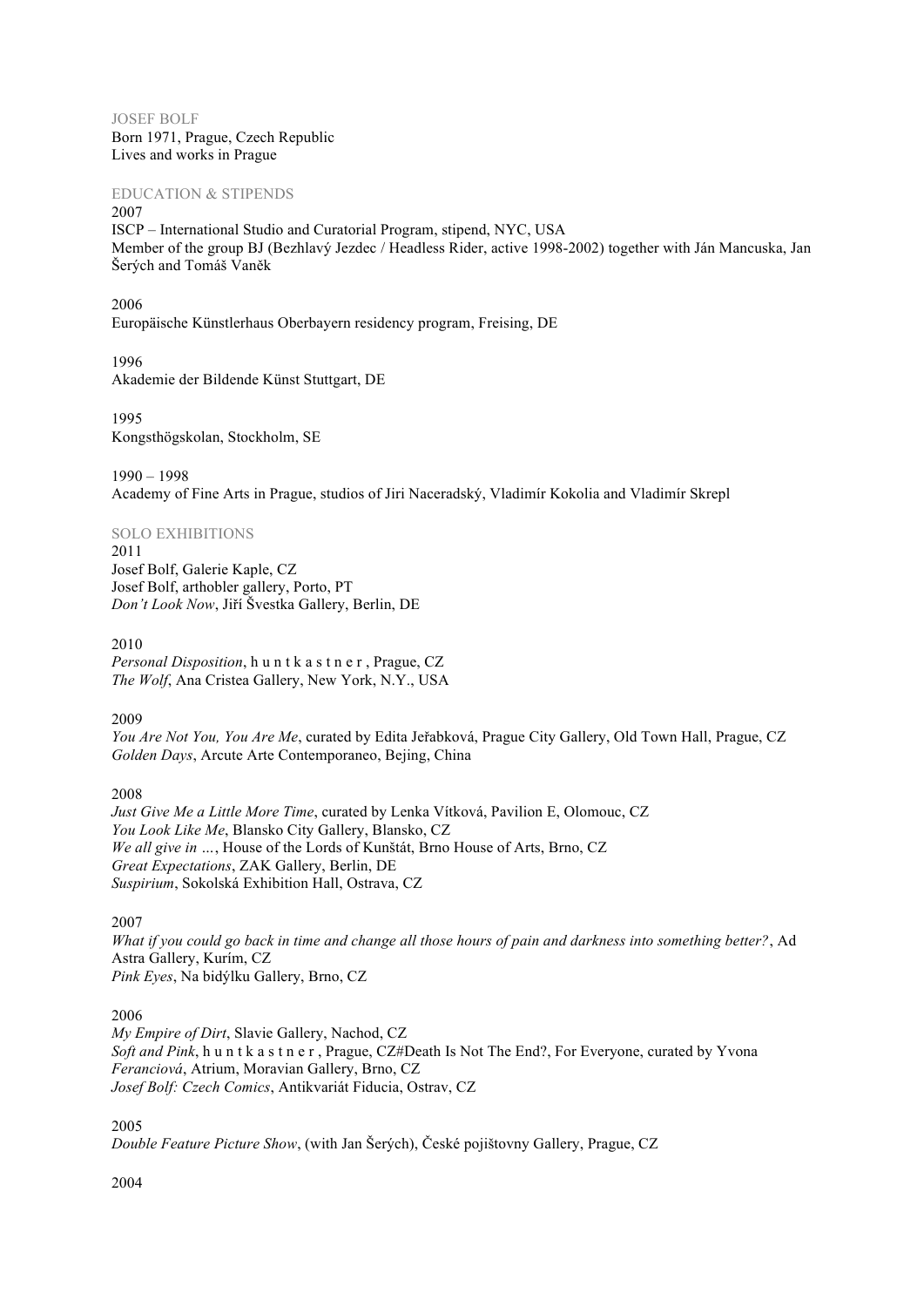## JOSEF BOLF

Born 1971, Prague, Czech Republic
Lives and works in Prague

### EDUCATION & STIPENDS

2007
ISCP – International Studio and Curatorial Program, stipend, NYC, USA
Member of the group BJ (Bezhlavý Jezdec / Headless Rider, active 1998-2002) together with Ján Mancuska, Jan Šerých and Tomáš Vaněk

2006
Europäische Künstlerhaus Oberbayern residency program, Freising, DE

1996
Akademie der Bildende Künst Stuttgart, DE

1995
Kongsthögskolan, Stockholm, SE

1990 – 1998
Academy of Fine Arts in Prague, studios of Jiri Naceradský, Vladimír Kokolia and Vladimír Skrepl

### SOLO EXHIBITIONS

2011
Josef Bolf, Galerie Kaple, CZ
Josef Bolf, arthobler gallery, Porto, PT
*Don't Look Now*, Jiří Švestka Gallery, Berlin, DE

2010
*Personal Disposition*, h u n t k a s t n e r , Prague, CZ
*The Wolf*, Ana Cristea Gallery, New York, N.Y., USA

2009
*You Are Not You, You Are Me*, curated by Edita Jeřabková, Prague City Gallery, Old Town Hall, Prague, CZ
*Golden Days*, Arcute Arte Contemporaneo, Bejing, China

2008
*Just Give Me a Little More Time*, curated by Lenka Vítková, Pavilion E, Olomouc, CZ
*You Look Like Me*, Blansko City Gallery, Blansko, CZ
*We all give in …*, House of the Lords of Kunštát, Brno House of Arts, Brno, CZ
*Great Expectations*, ZAK Gallery, Berlin, DE
*Suspirium*, Sokolská Exhibition Hall, Ostrava, CZ

2007
*What if you could go back in time and change all those hours of pain and darkness into something better?*, Ad Astra Gallery, Kurím, CZ
*Pink Eyes*, Na bidýlku Gallery, Brno, CZ

2006
*My Empire of Dirt*, Slavie Gallery, Nachod, CZ
*Soft and Pink*, h u n t k a s t n e r , Prague, CZ#Death Is Not The End?, For Everyone, curated by Yvona *Ferianciová*, Atrium, Moravian Gallery, Brno, CZ
*Josef Bolf: Czech Comics*, Antikvariát Fiducia, Ostrav, CZ

2005
*Double Feature Picture Show*, (with Jan Šerých), České pojištovny Gallery, Prague, CZ

2004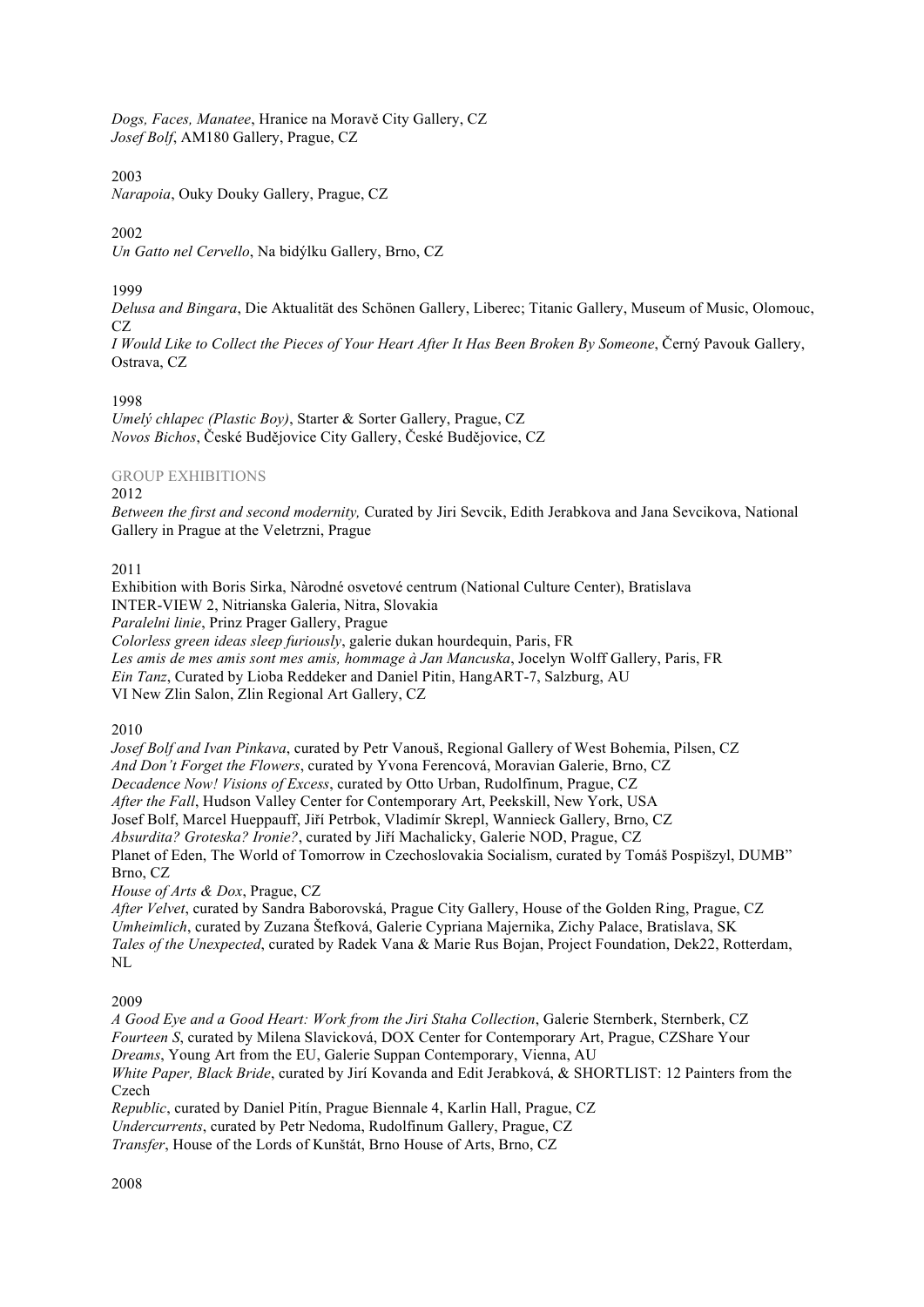*Dogs, Faces, Manatee*, Hranice na Moravě City Gallery, CZ
*Josef Bolf*, AM180 Gallery, Prague, CZ

2003
*Narapoia*, Ouky Douky Gallery, Prague, CZ

2002
*Un Gatto nel Cervello*, Na bidýlku Gallery, Brno, CZ

1999
*Delusa and Bingara*, Die Aktualität des Schönen Gallery, Liberec; Titanic Gallery, Museum of Music, Olomouc, CZ
*I Would Like to Collect the Pieces of Your Heart After It Has Been Broken By Someone*, Černý Pavouk Gallery, Ostrava, CZ

1998
*Umelý chlapec (Plastic Boy)*, Starter & Sorter Gallery, Prague, CZ
*Novos Bichos*, České Budějovice City Gallery, České Budějovice, CZ

GROUP EXHIBITIONS

2012
*Between the first and second modernity,* Curated by Jiri Sevcik, Edith Jerabkova and Jana Sevcikova, National Gallery in Prague at the Veletrzni, Prague

2011
Exhibition with Boris Sirka, Nàrodné osvetové centrum (National Culture Center), Bratislava
INTER-VIEW 2, Nitrianska Galeria, Nitra, Slovakia
*Paralelni linie*, Prinz Prager Gallery, Prague
*Colorless green ideas sleep furiously*, galerie dukan hourdequin, Paris, FR
*Les amis de mes amis sont mes amis, hommage à Jan Mancuska*, Jocelyn Wolff Gallery, Paris, FR
*Ein Tanz*, Curated by Lioba Reddeker and Daniel Pitin, HangART-7, Salzburg, AU
VI New Zlin Salon, Zlin Regional Art Gallery, CZ

2010
*Josef Bolf and Ivan Pinkava*, curated by Petr Vanouš, Regional Gallery of West Bohemia, Pilsen, CZ
*And Don't Forget the Flowers*, curated by Yvona Ferencová, Moravian Galerie, Brno, CZ
*Decadence Now! Visions of Excess*, curated by Otto Urban, Rudolfinum, Prague, CZ
*After the Fall*, Hudson Valley Center for Contemporary Art, Peekskill, New York, USA
Josef Bolf, Marcel Hueppauff, Jiří Petrbok, Vladimír Skrepl, Wannieck Gallery, Brno, CZ
*Absurdita? Groteska? Ironie?*, curated by Jiří Machalicky, Galerie NOD, Prague, CZ
Planet of Eden, The World of Tomorrow in Czechoslovakia Socialism, curated by Tomáš Pospiszyl, DUMB" Brno, CZ
*House of Arts & Dox*, Prague, CZ
*After Velvet*, curated by Sandra Baborovská, Prague City Gallery, House of the Golden Ring, Prague, CZ
*Umheimlich*, curated by Zuzana Štefková, Galerie Cypriana Majernika, Zichy Palace, Bratislava, SK
*Tales of the Unexpected*, curated by Radek Vana & Marie Rus Bojan, Project Foundation, Dek22, Rotterdam, NL

2009
*A Good Eye and a Good Heart: Work from the Jiri Staha Collection*, Galerie Sternberk, Sternberk, CZ
*Fourteen S*, curated by Milena Slavicková, DOX Center for Contemporary Art, Prague, CZ*Share Your Dreams*, Young Art from the EU, Galerie Suppan Contemporary, Vienna, AU
*White Paper, Black Bride*, curated by Jirí Kovanda and Edit Jerabková, & SHORTLIST: 12 Painters from the Czech
*Republic*, curated by Daniel Pitín, Prague Biennale 4, Karlin Hall, Prague, CZ
*Undercurrents*, curated by Petr Nedoma, Rudolfinum Gallery, Prague, CZ
*Transfer*, House of the Lords of Kunštát, Brno House of Arts, Brno, CZ

2008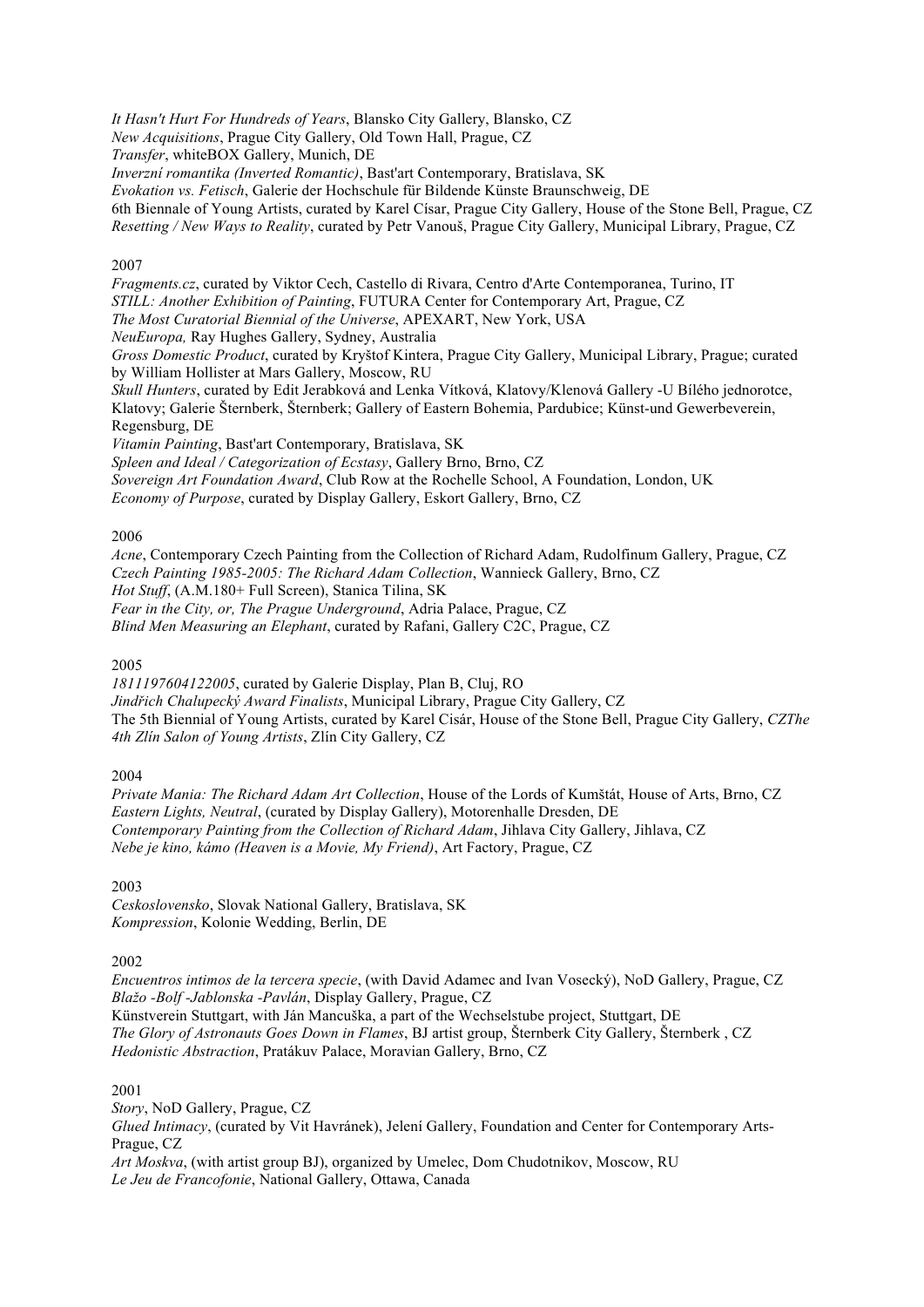*It Hasn't Hurt For Hundreds of Years*, Blansko City Gallery, Blansko, CZ
*New Acquisitions*, Prague City Gallery, Old Town Hall, Prague, CZ
*Transfer*, whiteBOX Gallery, Munich, DE
*Inverzní romantika (Inverted Romantic)*, Bast'art Contemporary, Bratislava, SK
*Evokation vs. Fetisch*, Galerie der Hochschule für Bildende Künste Braunschweig, DE
6th Biennale of Young Artists, curated by Karel Císar, Prague City Gallery, House of the Stone Bell, Prague, CZ
*Resetting / New Ways to Reality*, curated by Petr Vanouš, Prague City Gallery, Municipal Library, Prague, CZ

2007

*Fragments.cz*, curated by Viktor Cech, Castello di Rivara, Centro d'Arte Contemporanea, Turino, IT
*STILL: Another Exhibition of Painting*, FUTURA Center for Contemporary Art, Prague, CZ
*The Most Curatorial Biennial of the Universe*, APEXART, New York, USA
*NeuEuropa,* Ray Hughes Gallery, Sydney, Australia
*Gross Domestic Product*, curated by Kryštof Kintera, Prague City Gallery, Municipal Library, Prague; curated by William Hollister at Mars Gallery, Moscow, RU
*Skull Hunters*, curated by Edit Jerabková and Lenka Vítková, Klatovy/Klenová Gallery -U Bílého jednorotce, Klatovy; Galerie Šternberk, Šternberk; Gallery of Eastern Bohemia, Pardubice; Künst-und Gewerbeverein, Regensburg, DE
*Vitamin Painting*, Bast'art Contemporary, Bratislava, SK
*Spleen and Ideal / Categorization of Ecstasy*, Gallery Brno, Brno, CZ
*Sovereign Art Foundation Award*, Club Row at the Rochelle School, A Foundation, London, UK
*Economy of Purpose*, curated by Display Gallery, Eskort Gallery, Brno, CZ

2006

*Acne*, Contemporary Czech Painting from the Collection of Richard Adam, Rudolfinum Gallery, Prague, CZ
*Czech Painting 1985-2005: The Richard Adam Collection*, Wannieck Gallery, Brno, CZ
*Hot Stuff*, (A.M.180+ Full Screen), Stanica Tilina, SK
*Fear in the City, or, The Prague Underground*, Adria Palace, Prague, CZ
*Blind Men Measuring an Elephant*, curated by Rafani, Gallery C2C, Prague, CZ

2005

*1811197604122005*, curated by Galerie Display, Plan B, Cluj, RO
*Jindřich Chalupecký Award Finalists*, Municipal Library, Prague City Gallery, CZ
The 5th Biennial of Young Artists, curated by Karel Cisár, House of the Stone Bell, Prague City Gallery, *CZThe 4th Zlín Salon of Young Artists*, Zlín City Gallery, CZ

2004

*Private Mania: The Richard Adam Art Collection*, House of the Lords of Kumštát, House of Arts, Brno, CZ
*Eastern Lights, Neutral*, (curated by Display Gallery), Motorenhalle Dresden, DE
*Contemporary Painting from the Collection of Richard Adam*, Jihlava City Gallery, Jihlava, CZ
*Nebe je kino, kámo (Heaven is a Movie, My Friend)*, Art Factory, Prague, CZ

2003

*Ceskoslovensko*, Slovak National Gallery, Bratislava, SK
*Kompression*, Kolonie Wedding, Berlin, DE

2002

*Encuentros intimos de la tercera specie*, (with David Adamec and Ivan Vosecký), NoD Gallery, Prague, CZ
*Blažo -Bolf -Jablonska -Pavlán*, Display Gallery, Prague, CZ
Künstverein Stuttgart, with Ján Mancuška, a part of the Wechselstube project, Stuttgart, DE
*The Glory of Astronauts Goes Down in Flames*, BJ artist group, Šternberk City Gallery, Šternberk , CZ
*Hedonistic Abstraction*, Pratákuv Palace, Moravian Gallery, Brno, CZ

2001

*Story*, NoD Gallery, Prague, CZ
*Glued Intimacy*, (curated by Vit Havránek), Jelení Gallery, Foundation and Center for Contemporary Arts-Prague, CZ
*Art Moskva*, (with artist group BJ), organized by Umelec, Dom Chudotnikov, Moscow, RU
*Le Jeu de Francofonie*, National Gallery, Ottawa, Canada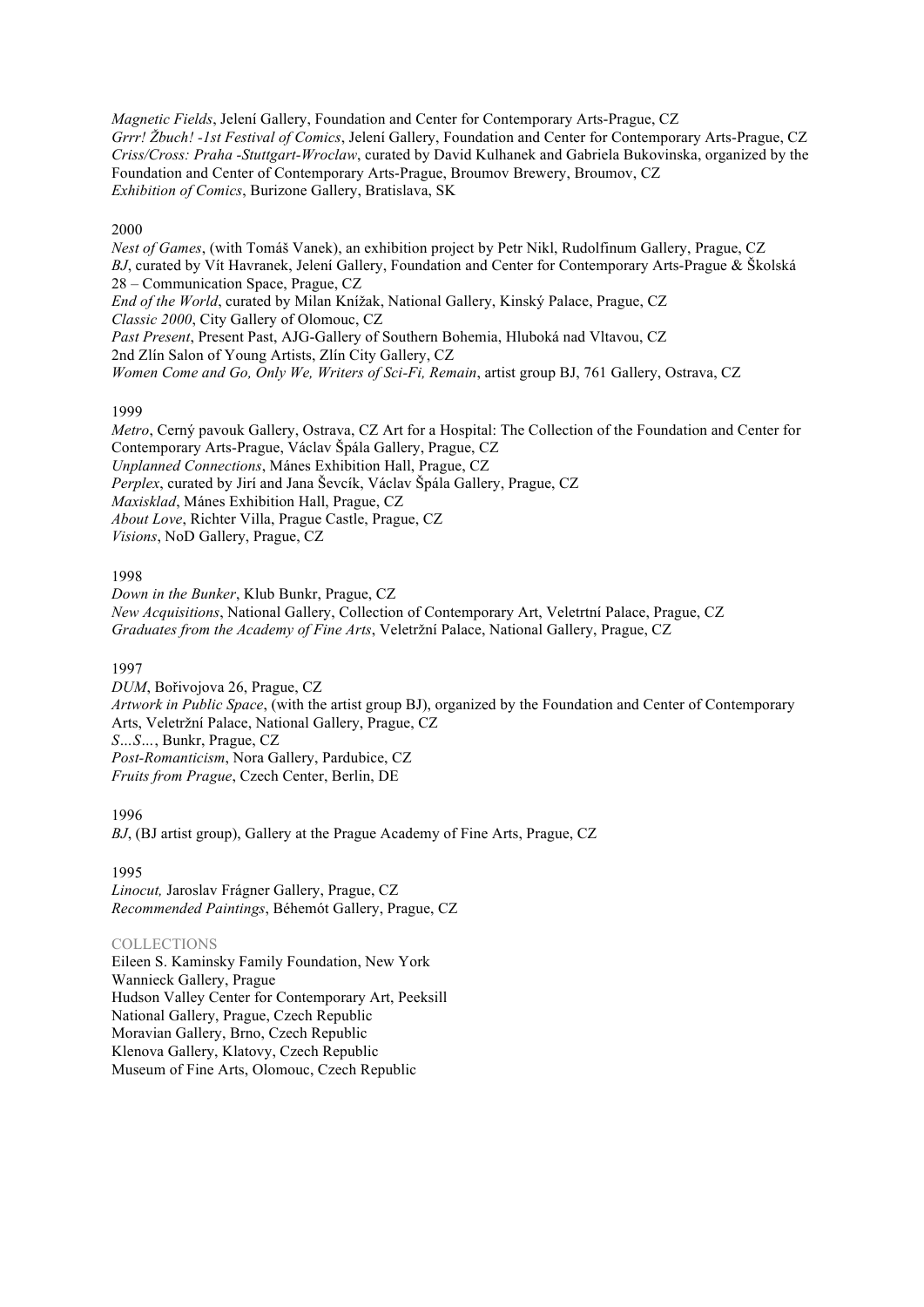*Magnetic Fields*, Jelení Gallery, Foundation and Center for Contemporary Arts-Prague, CZ
*Grrr! Žbuch! -1st Festival of Comics*, Jelení Gallery, Foundation and Center for Contemporary Arts-Prague, CZ
*Criss/Cross: Praha -Stuttgart-Wroclaw*, curated by David Kulhanek and Gabriela Bukovinska, organized by the Foundation and Center of Contemporary Arts-Prague, Broumov Brewery, Broumov, CZ
*Exhibition of Comics*, Burizone Gallery, Bratislava, SK

2000

*Nest of Games*, (with Tomáš Vanek), an exhibition project by Petr Nikl, Rudolfinum Gallery, Prague, CZ
*BJ*, curated by Vít Havranek, Jelení Gallery, Foundation and Center for Contemporary Arts-Prague & Školská 28 – Communication Space, Prague, CZ
*End of the World*, curated by Milan Knížak, National Gallery, Kinský Palace, Prague, CZ
*Classic 2000*, City Gallery of Olomouc, CZ
*Past Present*, Present Past, AJG-Gallery of Southern Bohemia, Hluboká nad Vltavou, CZ
2nd Zlín Salon of Young Artists, Zlín City Gallery, CZ
*Women Come and Go, Only We, Writers of Sci-Fi, Remain*, artist group BJ, 761 Gallery, Ostrava, CZ

1999

*Metro*, Cerný pavouk Gallery, Ostrava, CZ Art for a Hospital: The Collection of the Foundation and Center for Contemporary Arts-Prague, Václav Špála Gallery, Prague, CZ
*Unplanned Connections*, Mánes Exhibition Hall, Prague, CZ
*Perplex*, curated by Jirí and Jana Ševcík, Václav Špála Gallery, Prague, CZ
*Maxisklad*, Mánes Exhibition Hall, Prague, CZ
*About Love*, Richter Villa, Prague Castle, Prague, CZ
*Visions*, NoD Gallery, Prague, CZ

1998

*Down in the Bunker*, Klub Bunkr, Prague, CZ
*New Acquisitions*, National Gallery, Collection of Contemporary Art, Veletrtní Palace, Prague, CZ
*Graduates from the Academy of Fine Arts*, Veletržní Palace, National Gallery, Prague, CZ

1997

*DUM*, Bořivojova 26, Prague, CZ
*Artwork in Public Space*, (with the artist group BJ), organized by the Foundation and Center of Contemporary Arts, Veletržní Palace, National Gallery, Prague, CZ
*S…S…*, Bunkr, Prague, CZ
*Post-Romanticism*, Nora Gallery, Pardubice, CZ
*Fruits from Prague*, Czech Center, Berlin, DE

1996

*BJ*, (BJ artist group), Gallery at the Prague Academy of Fine Arts, Prague, CZ

1995

*Linocut,* Jaroslav Frágner Gallery, Prague, CZ
*Recommended Paintings*, Béhemót Gallery, Prague, CZ

COLLECTIONS

Eileen S. Kaminsky Family Foundation, New York
Wannieck Gallery, Prague
Hudson Valley Center for Contemporary Art, Peeksill
National Gallery, Prague, Czech Republic
Moravian Gallery, Brno, Czech Republic
Klenova Gallery, Klatovy, Czech Republic
Museum of Fine Arts, Olomouc, Czech Republic